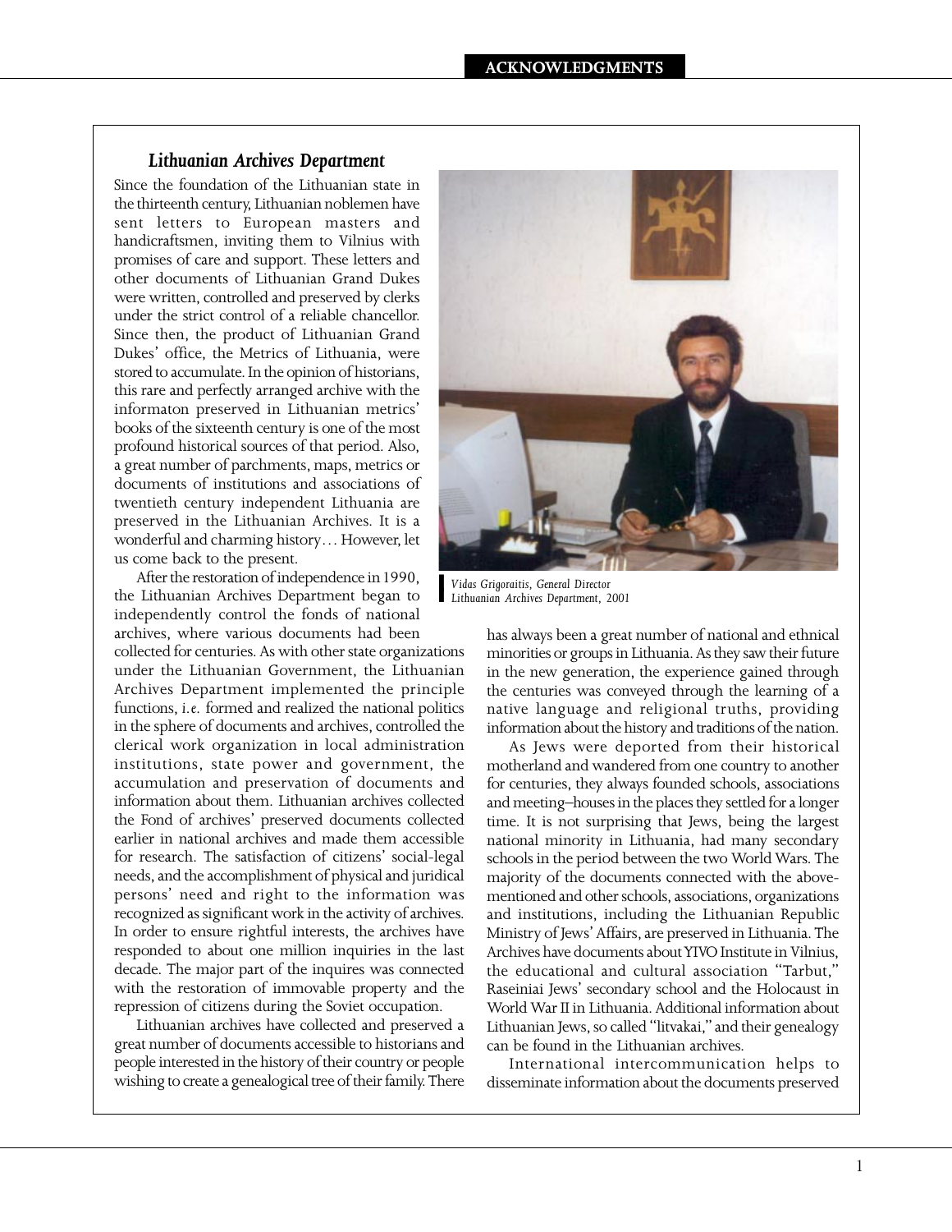### *Lithuanian Archives Department*

Since the foundation of the Lithuanian state in the thirteenth century, Lithuanian noblemen have sent letters to European masters and handicraftsmen, inviting them to Vilnius with promises of care and support. These letters and other documents of Lithuanian Grand Dukes were written, controlled and preserved by clerks under the strict control of a reliable chancellor. Since then, the product of Lithuanian Grand Dukes' office, the Metrics of Lithuania, were stored to accumulate. In the opinion of historians, this rare and perfectly arranged archive with the informaton preserved in Lithuanian metrics' books of the sixteenth century is one of the most profound historical sources of that period. Also, a great number of parchments, maps, metrics or documents of institutions and associations of twentieth century independent Lithuania are preserved in the Lithuanian Archives. It is a wonderful and charming history… However, let us come back to the present.

*Vidas Grigoraitis, General Director Lithuanian Archives Department, 2001*

After the restoration of independence in 1990, the Lithuanian Archives Department began to independently control the fonds of national archives, where various documents had been collected for centuries. As with other state organizations under the Lithuanian Government, the Lithuanian Archives Department implemented the principle functions, *i.e.* formed and realized the national politics in the sphere of documents and archives, controlled the clerical work organization in local administration institutions, state power and government, the accumulation and preservation of documents and information about them. Lithuanian archives collected the Fond of archives' preserved documents collected earlier in national archives and made them accessible for research. The satisfaction of citizens' social-legal needs, and the accomplishment of physical and juridical persons' need and right to the information was recognized as significant work in the activity of archives. In order to ensure rightful interests, the archives have responded to about one million inquiries in the last decade. The major part of the inquires was connected with the restoration of immovable property and the repression of citizens during the Soviet occupation.

Lithuanian archives have collected and preserved a great number of documents accessible to historians and people interested in the history of their country or people wishing to create a genealogical tree of their family. There has always been a great number of national and ethnical minorities or groups in Lithuania. As they saw their future in the new generation, the experience gained through the centuries was conveyed through the learning of a native language and religional truths, providing information about the history and traditions of the nation.

As Jews were deported from their historical motherland and wandered from one country to another for centuries, they always founded schools, associations and meeting–houses in the places they settled for a longer time. It is not surprising that Jews, being the largest national minority in Lithuania, had many secondary schools in the period between the two World Wars. The majority of the documents connected with the above-mentioned and other schools, associations, organizations and institutions, including the Lithuanian Republic Ministry of Jews' Affairs, are preserved in Lithuania. The Archives have documents about YIVO Institute in Vilnius, the educational and cultural association "Tarbut," Raseiniai Jews' secondary school and the Holocaust in World War II in Lithuania. Additional information about Lithuanian Jews, so called "litvakai," and their genealogy can be found in the Lithuanian archives.

International intercommunication helps to disseminate information about the documents preserved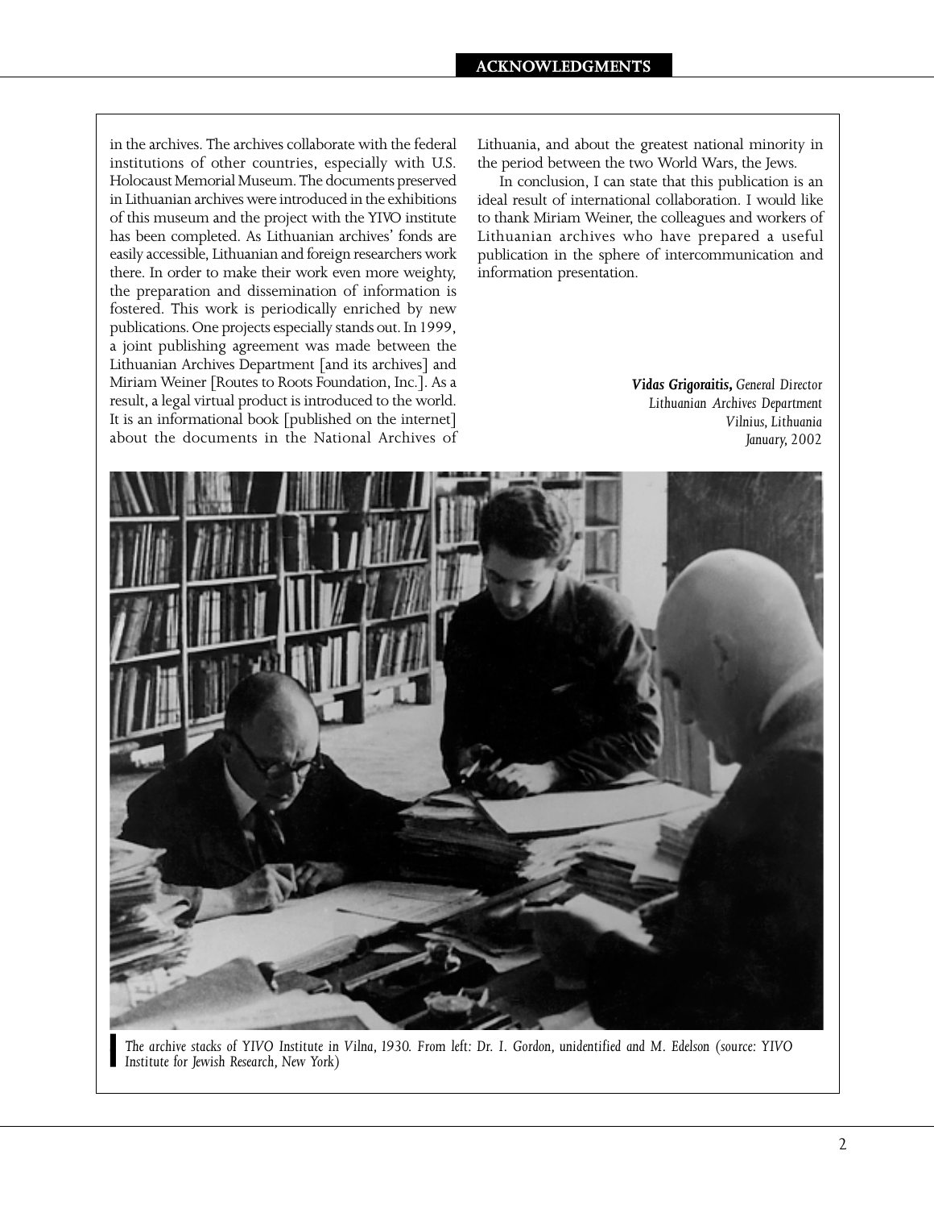in the archives. The archives collaborate with the federal institutions of other countries, especially with U.S. Holocaust Memorial Museum. The documents preserved in Lithuanian archives were introduced in the exhibitions of this museum and the project with the YIVO institute has been completed. As Lithuanian archives' fonds are easily accessible, Lithuanian and foreign researchers work there. In order to make their work even more weighty, the preparation and dissemination of information is fostered. This work is periodically enriched by new publications. One projects especially stands out. In 1999, a joint publishing agreement was made between the Lithuanian Archives Department [and its archives] and Miriam Weiner [Routes to Roots Foundation, Inc.]. As a result, a legal virtual product is introduced to the world. It is an informational book [published on the internet] about the documents in the National Archives of Lithuania, and about the greatest national minority in the period between the two World Wars, the Jews.

In conclusion, I can state that this publication is an ideal result of international collaboration. I would like to thank Miriam Weiner, the colleagues and workers of Lithuanian archives who have prepared a useful publication in the sphere of intercommunication and information presentation.

***Vidas Grigoraitis,*** *General Director*
*Lithuanian Archives Department*
*Vilnius, Lithuania*
*January, 2002*

*The archive stacks of YIVO Institute in Vilna, 1930. From left: Dr. I. Gordon, unidentified and M. Edelson (source: YIVO Institute for Jewish Research, New York)*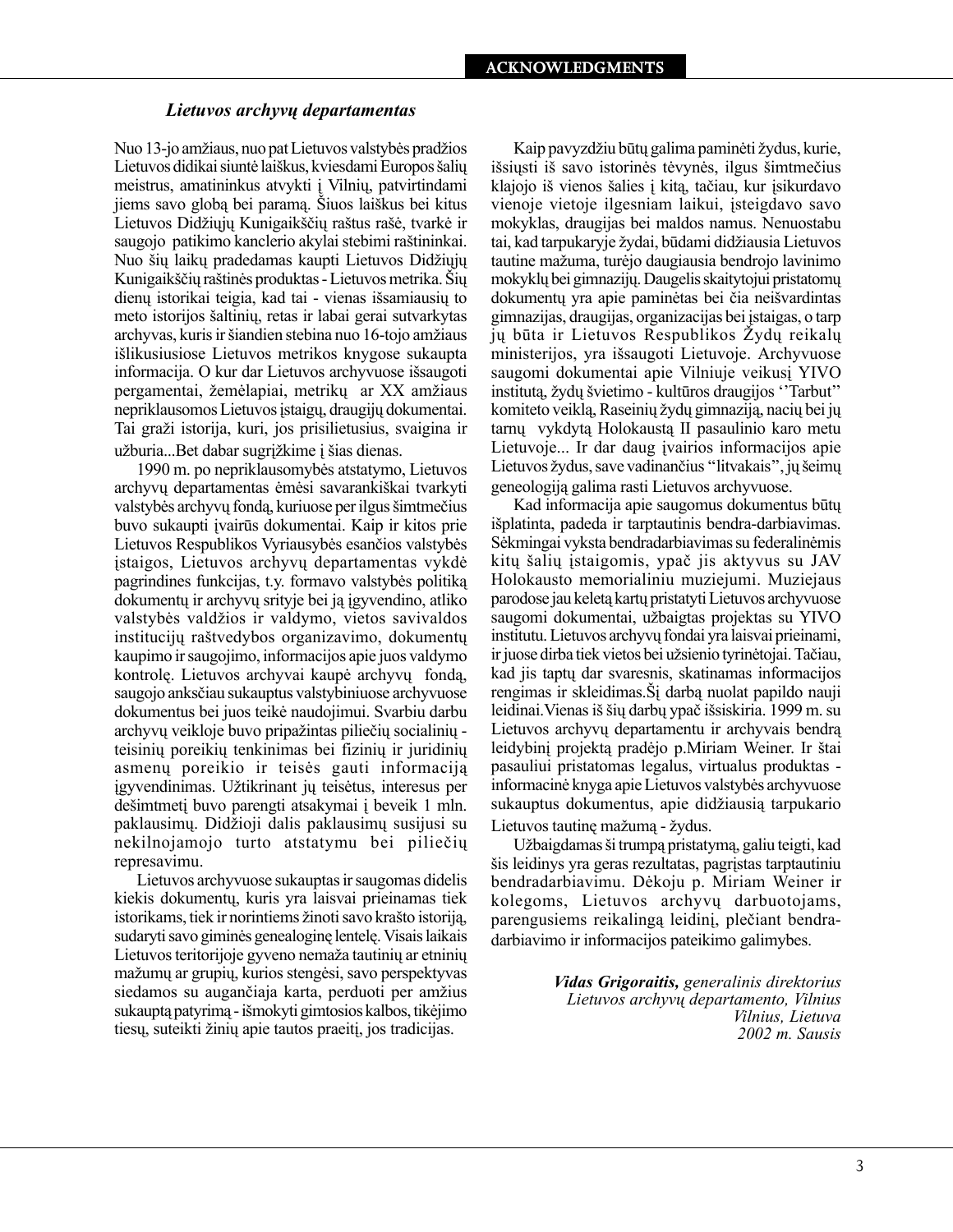### *Lietuvos archyvų departamentas*

Nuo 13-jo amžiaus, nuo pat Lietuvos valstybės pradžios Lietuvos didikai siuntė laiškus, kviesdami Europos šalių meistrus, amatininkus atvykti į Vilnių, patvirtindami jiems savo globą bei paramą. Šiuos laiškus bei kitus Lietuvos Didžiųjų Kunigaikščių raštus rašė, tvarkė ir saugojo patikimo kanclerio akylai stebimi raštininkai. Nuo šių laikų pradedamas kaupti Lietuvos Didžiųjų Kunigaikščių raštinės produktas - Lietuvos metrika. Šių dienų istorikai teigia, kad tai - vienas išsamiausių to meto istorijos šaltinių, retas ir labai gerai sutvarkytas archyvas, kuris ir šiandien stebina nuo 16-tojo amžiaus išlikusiuosiose Lietuvos metrikos knygose sukaupta informacija. O kur dar Lietuvos archyvuose išsaugoti pergamentai, žemėlapiai, metrikų ar XX amžiaus nepriklausomos Lietuvos įstaigų, draugijų dokumentai. Tai graži istorija, kuri, jos prisilietusius, svaigina ir užburia...Bet dabar sugrįžkime į šias dienas.

1990 m. po nepriklausomybės atstatymo, Lietuvos archyvų departamentas ėmėsi savarankiškai tvarkyti valstybės archyvų fondą, kuriuose per ilgus šimtmečius buvo sukaupti įvairūs dokumentai. Kaip ir kitos prie Lietuvos Respublikos Vyriausybės esančios valstybės įstaigos, Lietuvos archyvų departamentas vykdė pagrindines funkcijas, t.y. formavo valstybės politiką dokumentų ir archyvų srityje bei ją įgyvendino, atliko valstybės valdžios ir valdymo, vietos savivaldos institucijų raštvedybos organizavimo, dokumentų kaupimo ir saugojimo, informacijos apie juos valdymo kontrolę. Lietuvos archyvai kaupė archyvų fondą, saugojo anksčiau sukauptus valstybiniuose archyvuose dokumentus bei juos teikė naudojimui. Svarbiu darbu archyvų veikloje buvo pripažintas piliečių socialinių - teisinių poreikių tenkinimas bei fizinių ir juridinių asmenų poreikio ir teisės gauti informaciją įgyvendinimas. Užtikrinant jų teisėtus, interesus per dešimtmetį buvo parengti atsakymai į beveik 1 mln. paklausimų. Didžioji dalis paklausimų susijusi su nekilnojamojo turto atstatymu bei piliečių represavimu.

Lietuvos archyvuose sukauptas ir saugomas didelis kiekis dokumentų, kuris yra laisvai prieinamas tiek istorikams, tiek ir norintiems žinoti savo krašto istoriją, sudaryti savo giminės genealoginę lentelę. Visais laikais Lietuvos teritorijoje gyveno nemaža tautinių ar etninių mažumų ar grupių, kurios stengėsi, savo perspektyvas siedamos su augančiaja karta, perduoti per amžius sukauptą patyrimą - išmokyti gimtosios kalbos, tikėjimo tiesų, suteikti žinių apie tautos praeitį, jos tradicijas.

Kaip pavyzdžiu būtų galima paminėti žydus, kurie, išsiųsti iš savo istorinės tėvynės, ilgus šimtmečius klajojo iš vienos šalies į kitą, tačiau, kur įsikurdavo vienoje vietoje ilgesniam laikui, įsteigdavo savo mokyklas, draugijas bei maldos namus. Nenuostabu tai, kad tarpukaryje žydai, būdami didžiausia Lietuvos tautine mažuma, turėjo daugiausia bendrojo lavinimo mokyklų bei gimnazijų. Daugelis skaitytojui pristatomų dokumentų yra apie paminėtas bei čia neišvardintas gimnazijas, draugijas, organizacijas bei įstaigas, o tarp jų būta ir Lietuvos Respublikos Žydų reikalų ministerijos, yra išsaugoti Lietuvoje. Archyvuose saugomi dokumentai apie Vilniuje veikusį YIVO institutą, žydų švietimo - kultūros draugijos ''Tarbut'' komiteto veiklą, Raseinių žydų gimnaziją, nacių bei jų tarnų vykdytą Holokaustą II pasaulinio karo metu Lietuvoje... Ir dar daug įvairios informacijos apie Lietuvos žydus, save vadinančius "litvakais", jų šeimų geneologiją galima rasti Lietuvos archyvuose.

Kad informacija apie saugomus dokumentus būtų išplatinta, padeda ir tarptautinis bendra-darbiavimas. Sėkmingai vyksta bendradarbiavimas su federalinėmis kitų šalių įstaigomis, ypač jis aktyvus su JAV Holokausto memorialiniu muziejumi. Muziejaus parodose jau keletą kartų pristatyti Lietuvos archyvuose saugomi dokumentai, užbaigtas projektas su YIVO institutu. Lietuvos archyvų fondai yra laisvai prieinami, ir juose dirba tiek vietos bei užsienio tyrinėtojai. Tačiau, kad jis taptų dar svaresnis, skatinamas informacijos rengimas ir skleidimas.Šį darbą nuolat papildo nauji leidinai.Vienas iš šių darbų ypač išsiskiria. 1999 m. su Lietuvos archyvų departamentu ir archyvais bendrą leidybinį projektą pradėjo p.Miriam Weiner. Ir štai pasauliui pristatomas legalus, virtualus produktas - informacinė knyga apie Lietuvos valstybės archyvuose sukauptus dokumentus, apie didžiausią tarpukario Lietuvos tautinę mažumą - žydus.

Užbaigdamas ši trumpą pristatymą, galiu teigti, kad šis leidinys yra geras rezultatas, pagrįstas tarptautiniu bendradarbiavimu. Dėkoju p. Miriam Weiner ir kolegoms, Lietuvos archyvų darbuotojams, parengusiems reikalingą leidinį, plečiant bendra-darbiavimo ir informacijos pateikimo galimybes.

***Vidas Grigoraitis,*** *generalinis direktorius*
*Lietuvos archyvų departamento, Vilnius*
*Vilnius, Lietuva*
*2002 m. Sausis*